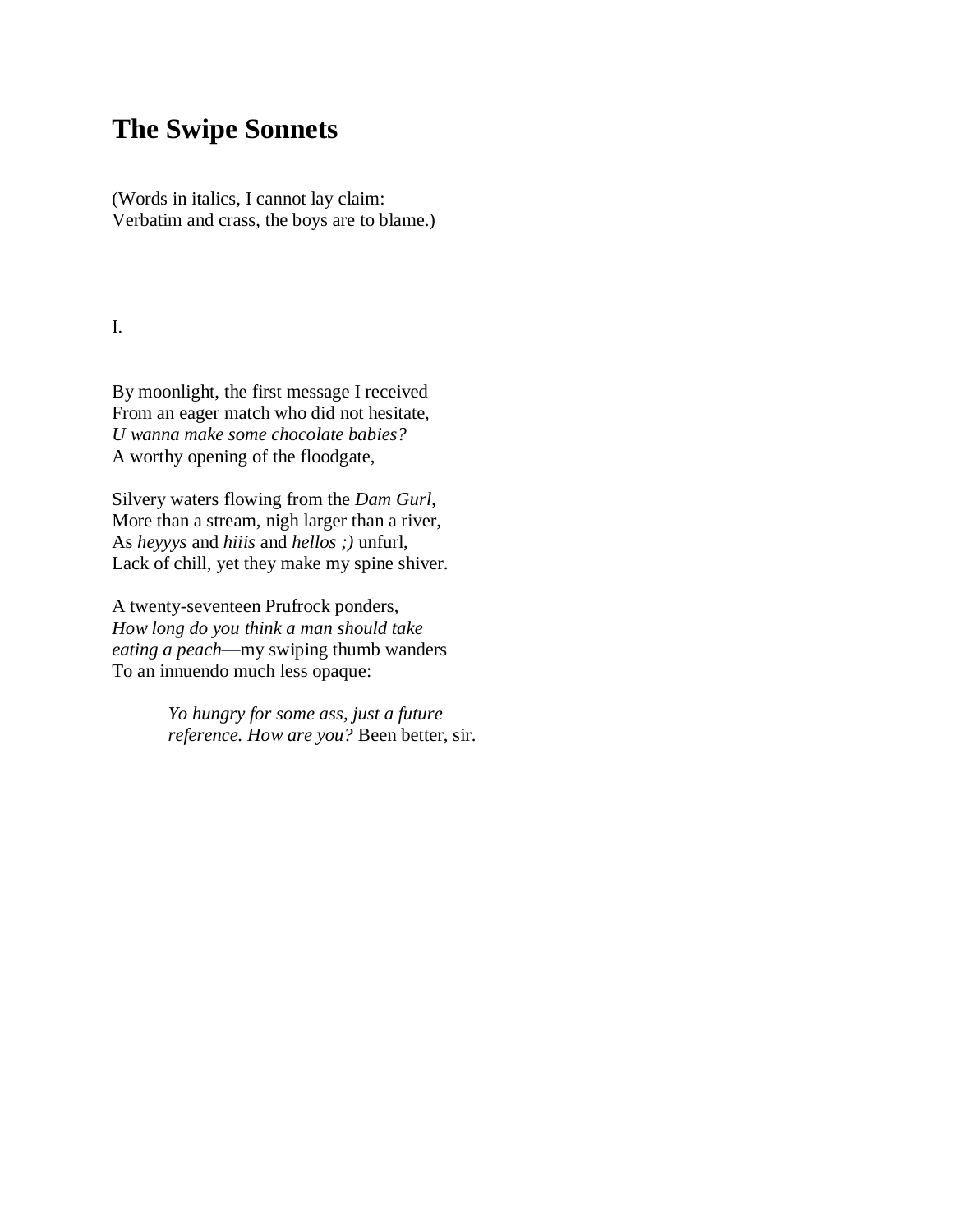# The Swipe Sonnets

(Words in italics, I cannot lay claim:  
Verbatim and crass, the boys are to blame.)

I.

By moonlight, the first message I received  
From an eager match who did not hesitate,  
*U wanna make some chocolate babies?*  
A worthy opening of the floodgate,

Silvery waters flowing from the *Dam Gurl*,  
More than a stream, nigh larger than a river,  
As *heyyys* and *hiiis* and *hellos ;)* unfurl,  
Lack of chill, yet they make my spine shiver.

A twenty-seventeen Prufrock ponders,  
*How long do you think a man should take*  
*eating a peach*—my swiping thumb wanders  
To an innuendo much less opaque:

> *Yo hungry for some ass, just a future*  
> *reference. How are you?* Been better, sir.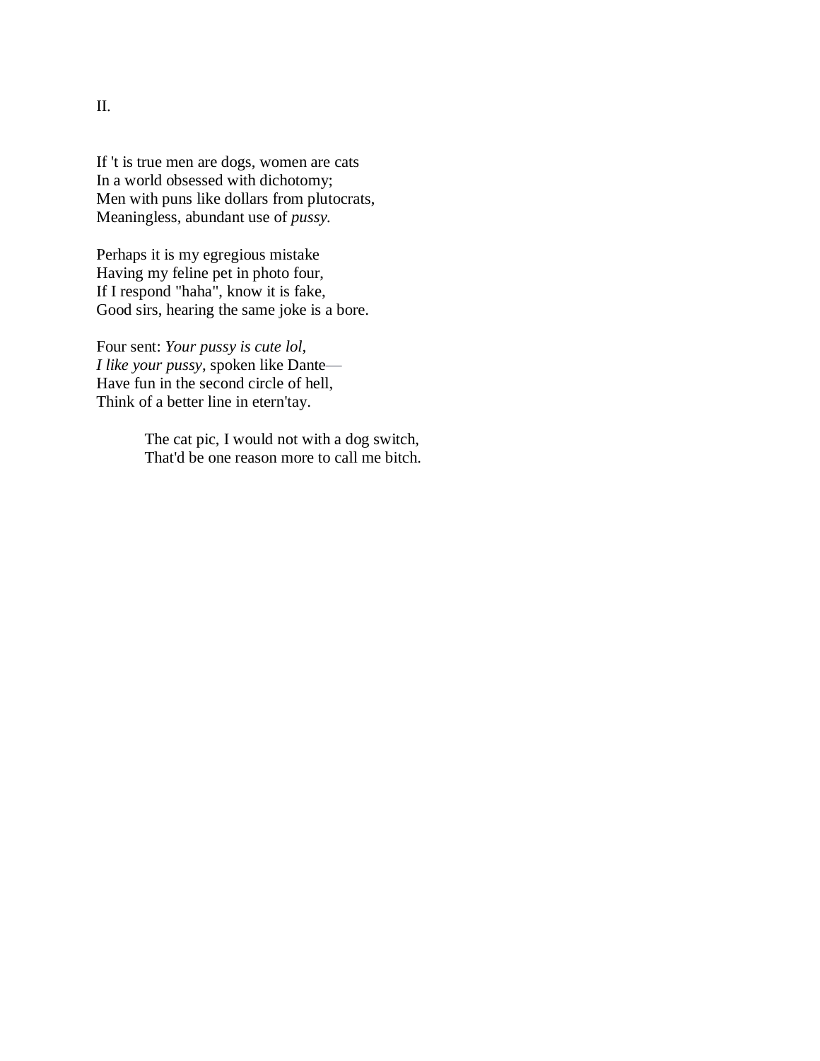II.

If 't is true men are dogs, women are cats  
In a world obsessed with dichotomy;  
Men with puns like dollars from plutocrats,  
Meaningless, abundant use of *pussy.*

Perhaps it is my egregious mistake  
Having my feline pet in photo four,  
If I respond "haha", know it is fake,  
Good sirs, hearing the same joke is a bore.

Four sent: *Your pussy is cute lol*,  
*I like your pussy*, spoken like Dante—  
Have fun in the second circle of hell,  
Think of a better line in etern'tay.

    The cat pic, I would not with a dog switch,  
    That'd be one reason more to call me bitch.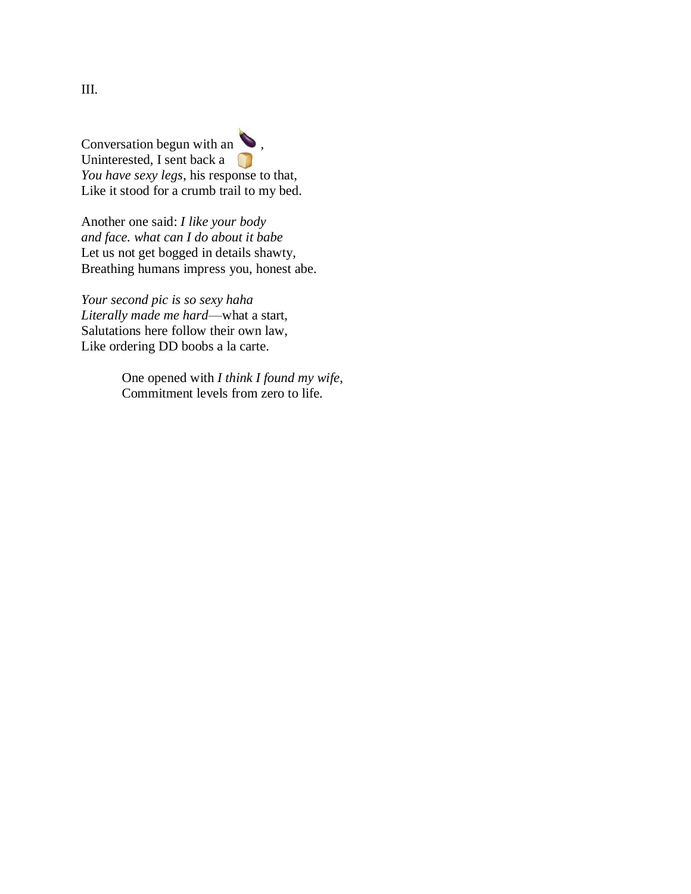III.

Conversation begun with an 🍆,  
Uninterested, I sent back a 🍞  
*You have sexy legs*, his response to that,  
Like it stood for a crumb trail to my bed.

Another one said: *I like your body*  
*and face. what can I do about it babe*  
Let us not get bogged in details shawty,  
Breathing humans impress you, honest abe.

*Your second pic is so sexy haha*  
*Literally made me hard*—what a start,  
Salutations here follow their own law,  
Like ordering DD boobs a la carte.

> One opened with *I think I found my wife*,  
> Commitment levels from zero to life.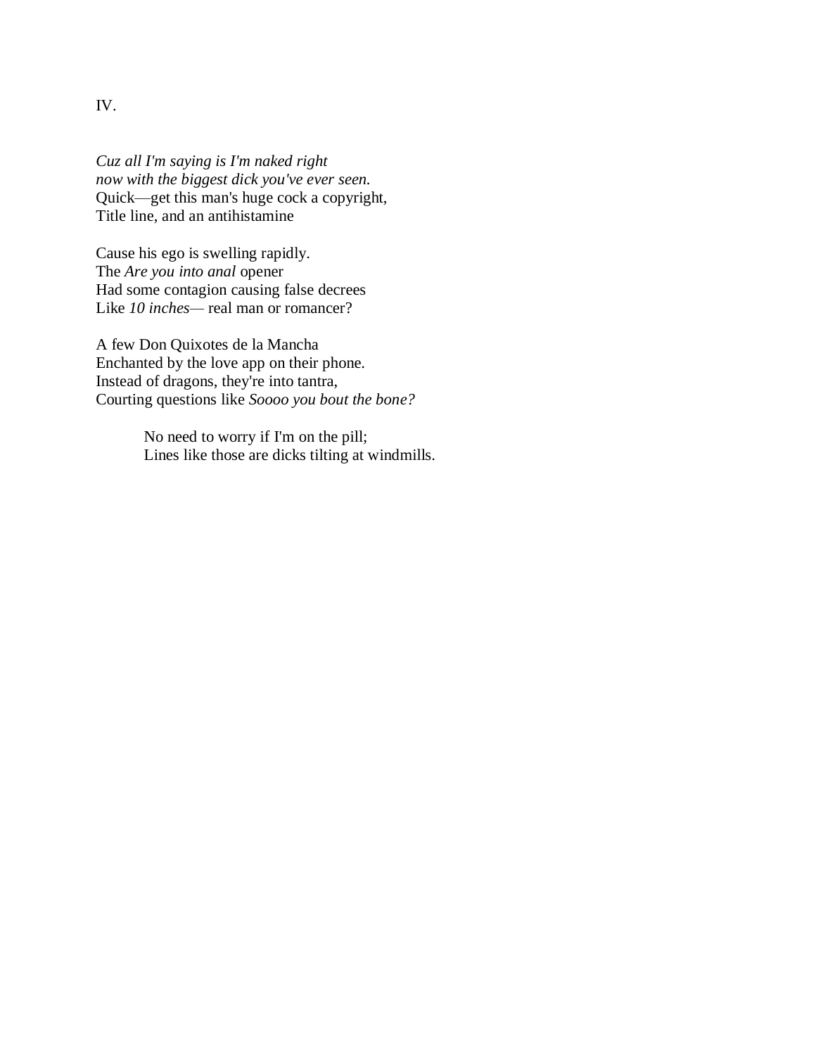IV.

*Cuz all I'm saying is I'm naked right*
*now with the biggest dick you've ever seen.*
Quick—get this man's huge cock a copyright,
Title line, and an antihistamine

Cause his ego is swelling rapidly.
The *Are you into anal* opener
Had some contagion causing false decrees
Like *10 inches*— real man or romancer?

A few Don Quixotes de la Mancha
Enchanted by the love app on their phone.
Instead of dragons, they're into tantra,
Courting questions like *Soooo you bout the bone?*

> No need to worry if I'm on the pill;
> Lines like those are dicks tilting at windmills.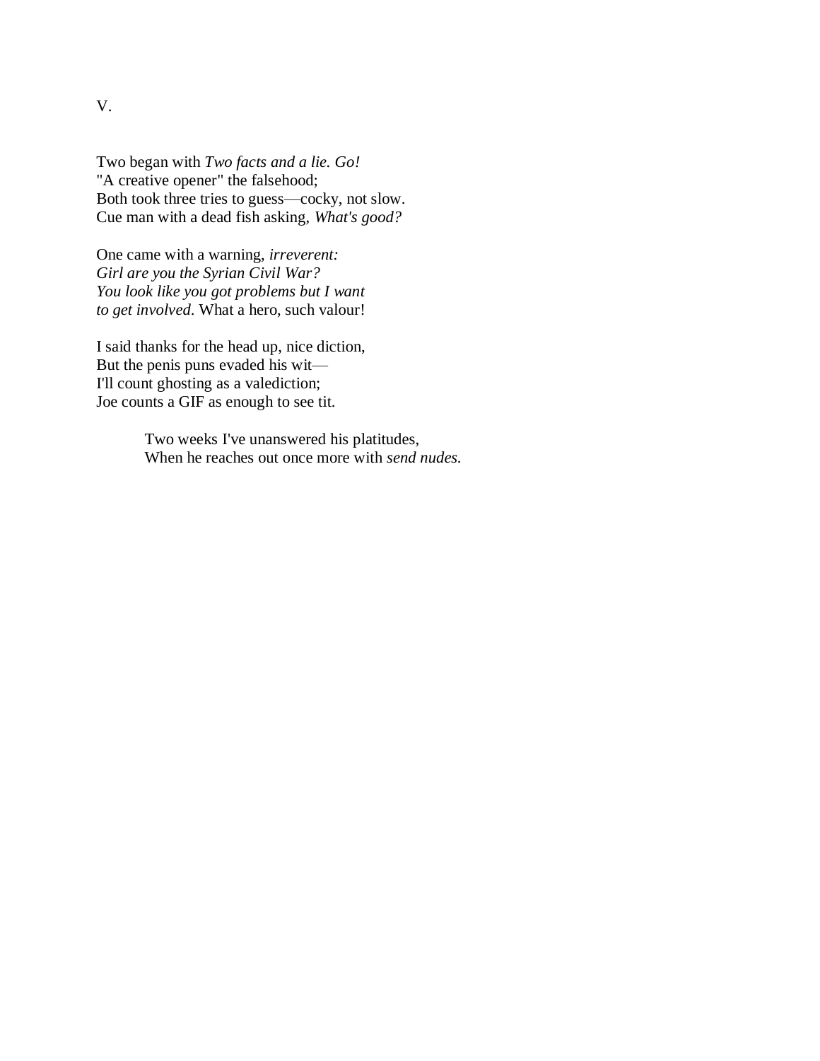V.

Two began with *Two facts and a lie. Go!*
"A creative opener" the falsehood;
Both took three tries to guess—cocky, not slow.
Cue man with a dead fish asking, *What's good?*

One came with a warning, *irreverent:*
*Girl are you the Syrian Civil War?*
*You look like you got problems but I want*
*to get involved*. What a hero, such valour!

I said thanks for the head up, nice diction,
But the penis puns evaded his wit—
I'll count ghosting as a valediction;
Joe counts a GIF as enough to see tit.

> Two weeks I've unanswered his platitudes,
> When he reaches out once more with *send nudes.*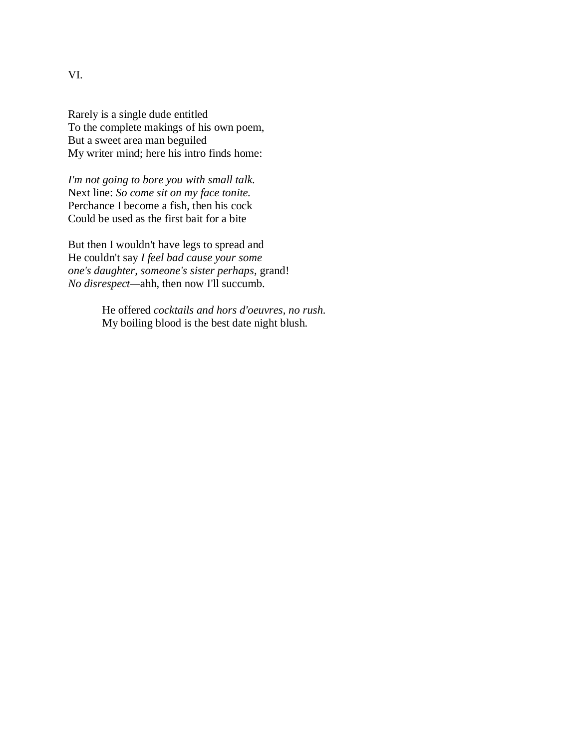VI.

Rarely is a single dude entitled  
To the complete makings of his own poem,  
But a sweet area man beguiled  
My writer mind; here his intro finds home:

*I'm not going to bore you with small talk.*  
Next line: *So come sit on my face tonite.*  
Perchance I become a fish, then his cock  
Could be used as the first bait for a bite

But then I wouldn't have legs to spread and  
He couldn't say *I feel bad cause your some*  
*one's daughter, someone's sister perhaps,* grand!  
*No disrespect*—ahh, then now I'll succumb.

> He offered *cocktails and hors d'oeuvres, no rush.*  
> My boiling blood is the best date night blush.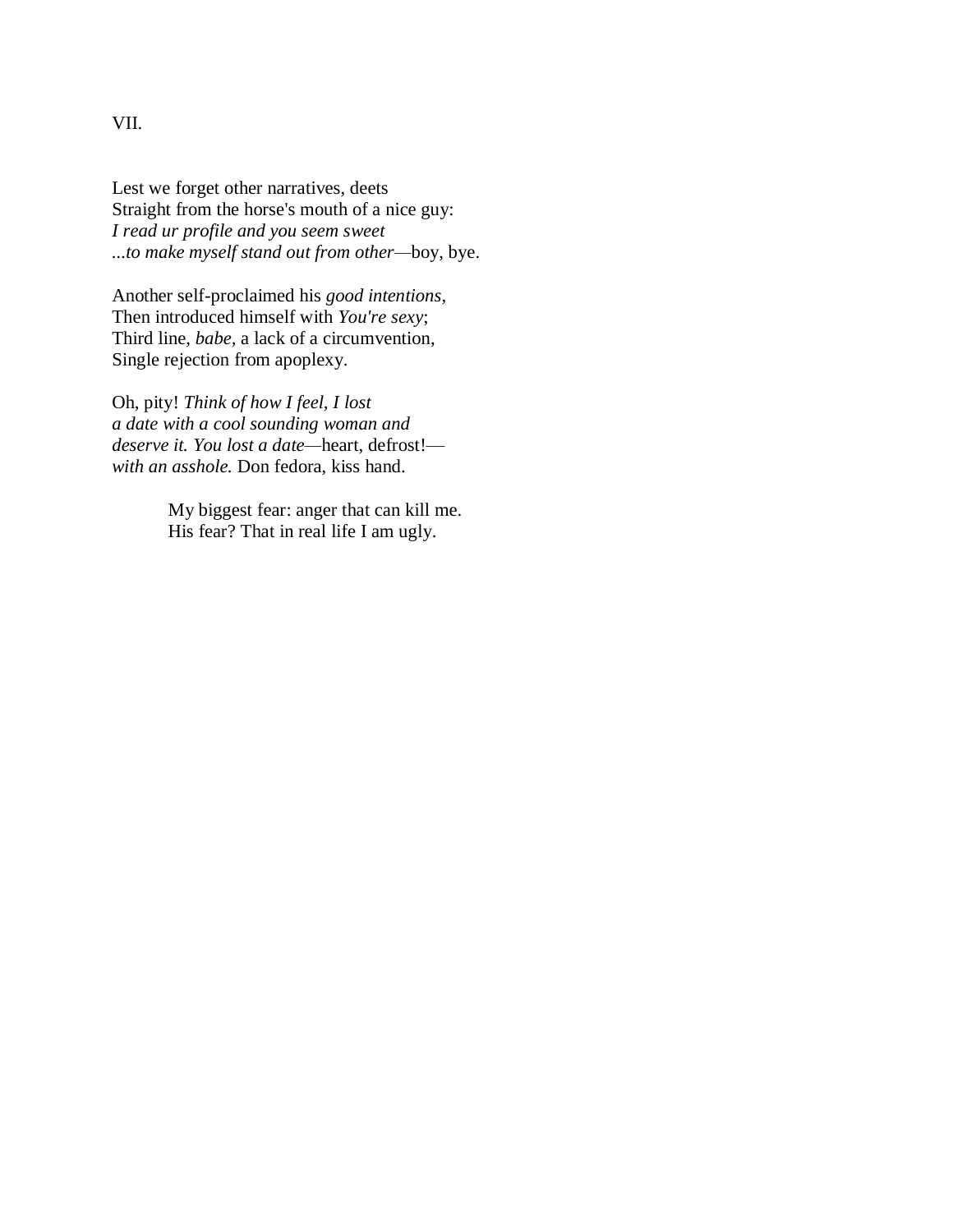VII.

Lest we forget other narratives, deets
Straight from the horse's mouth of a nice guy:
*I read ur profile and you seem sweet*
*...to make myself stand out from other*—boy, bye.

Another self-proclaimed his *good intentions*,
Then introduced himself with *You're sexy*;
Third line, *babe*, a lack of a circumvention,
Single rejection from apoplexy.

Oh, pity! *Think of how I feel, I lost*
*a date with a cool sounding woman and*
*deserve it. You lost a date*—heart, defrost!—
*with an asshole.* Don fedora, kiss hand.

> My biggest fear: anger that can kill me.
> His fear? That in real life I am ugly.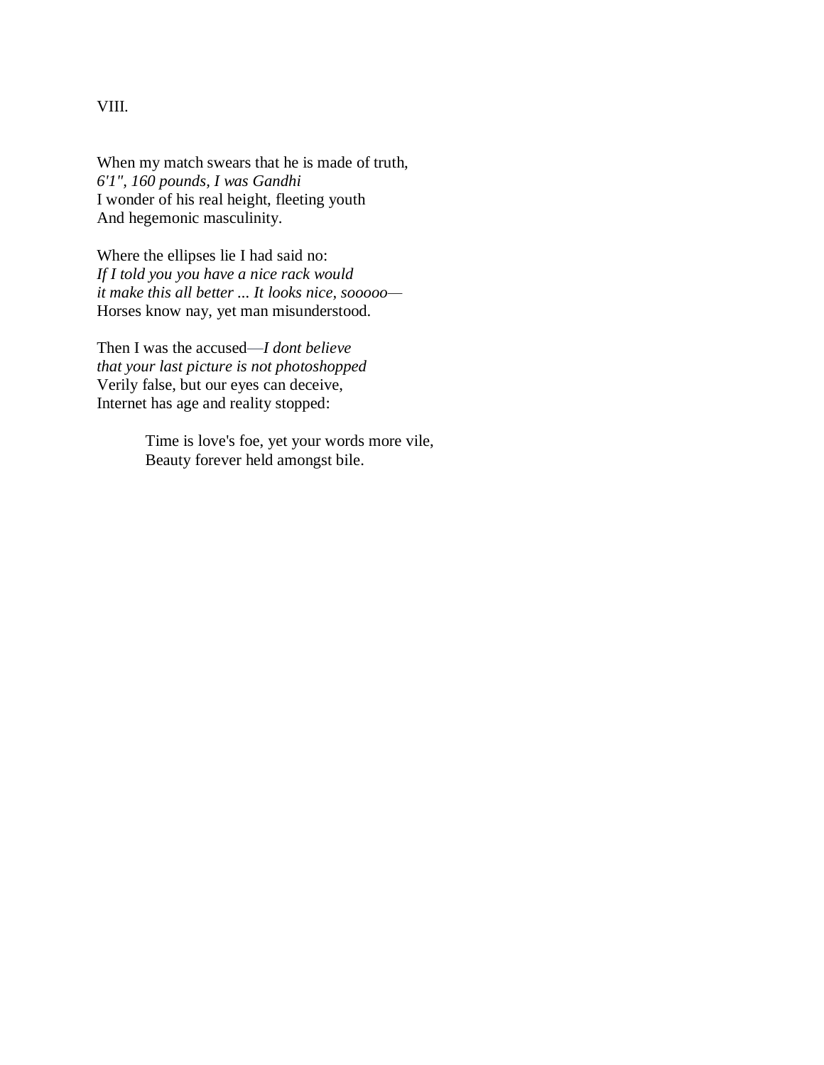VIII.

When my match swears that he is made of truth,  
*6'1", 160 pounds, I was Gandhi*  
I wonder of his real height, fleeting youth  
And hegemonic masculinity.

Where the ellipses lie I had said no:  
*If I told you you have a nice rack would*  
*it make this all better ... It looks nice, sooooo*—  
Horses know nay, yet man misunderstood.

Then I was the accused—*I dont believe*  
*that your last picture is not photoshopped*  
Verily false, but our eyes can deceive,  
Internet has age and reality stopped:

> Time is love's foe, yet your words more vile,  
> Beauty forever held amongst bile.